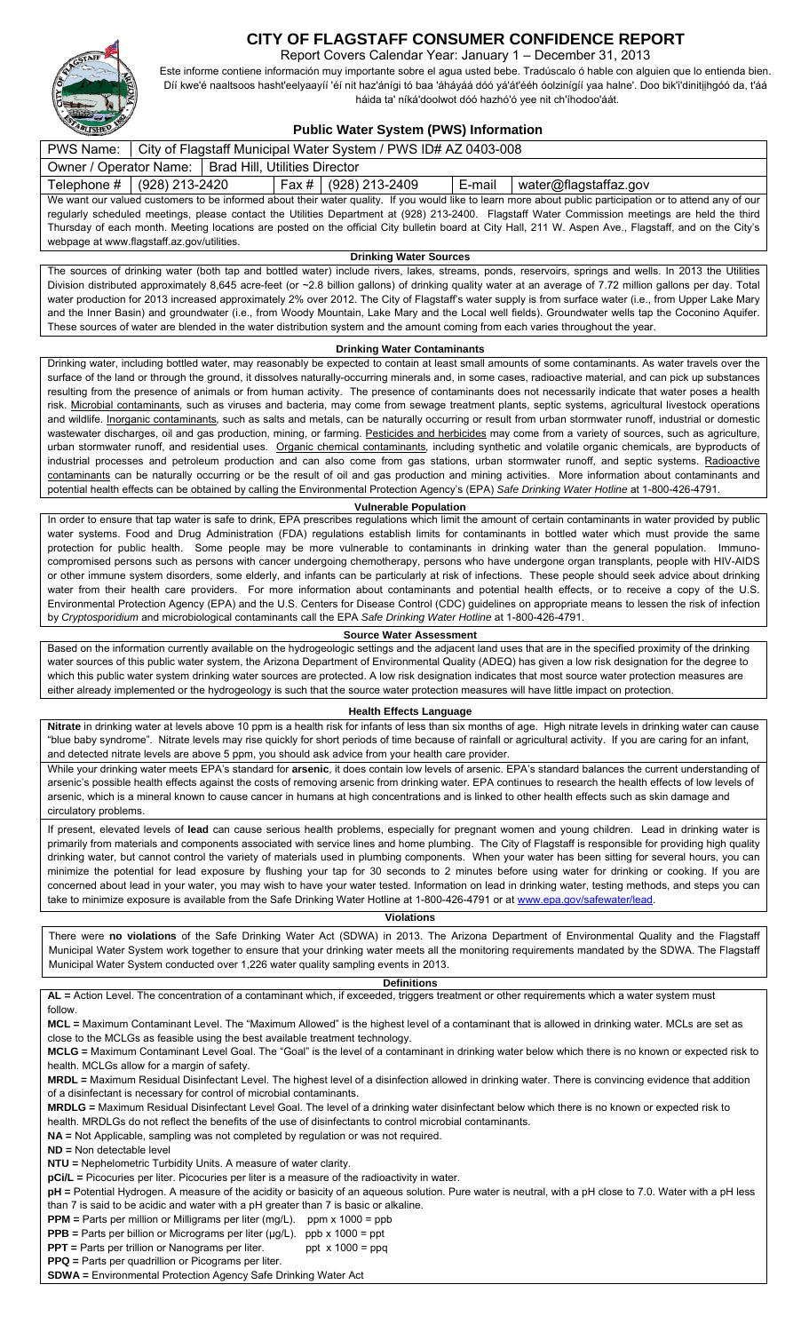# CITY OF FLAGSTAFF CONSUMER CONFIDENCE REPORT

Report Covers Calendar Year: January 1 – December 31, 2013

Este informe contiene información muy importante sobre el agua usted bebe. Tradúscalo ó hable con alguien que lo entienda bien. Díí kwe'é naaltsoos hasht'eelyaayíí 'éí nit haz'ánígi tó baa 'áháyáá dóó yá'át'ééh óolzinígíí yaa halne'. Doo bik'i'dinitįįhgóó da, t'áá háida ta' níká'doolwot dóó hazhó'ó yee nit ch'íhodoo'áát.

## Public Water System (PWS) Information

| PWS Name: | City of Flagstaff Municipal Water System / PWS ID# AZ 0403-008 | | | | |
|---|---|---|---|---|---|
| Owner / Operator Name: | Brad Hill, Utilities Director | | | | |
| Telephone # | (928) 213-2420 | Fax # | (928) 213-2409 | E-mail | water@flagstaffaz.gov |

We want our valued customers to be informed about their water quality. If you would like to learn more about public participation or to attend any of our regularly scheduled meetings, please contact the Utilities Department at (928) 213-2400. Flagstaff Water Commission meetings are held the third Thursday of each month. Meeting locations are posted on the official City bulletin board at City Hall, 211 W. Aspen Ave., Flagstaff, and on the City's webpage at www.flagstaff.az.gov/utilities.

### Drinking Water Sources

The sources of drinking water (both tap and bottled water) include rivers, lakes, streams, ponds, reservoirs, springs and wells. In 2013 the Utilities Division distributed approximately 8,645 acre-feet (or ~2.8 billion gallons) of drinking quality water at an average of 7.72 million gallons per day. Total water production for 2013 increased approximately 2% over 2012. The City of Flagstaff's water supply is from surface water (i.e., from Upper Lake Mary and the Inner Basin) and groundwater (i.e., from Woody Mountain, Lake Mary and the Local well fields). Groundwater wells tap the Coconino Aquifer. These sources of water are blended in the water distribution system and the amount coming from each varies throughout the year.

### Drinking Water Contaminants

Drinking water, including bottled water, may reasonably be expected to contain at least small amounts of some contaminants. As water travels over the surface of the land or through the ground, it dissolves naturally-occurring minerals and, in some cases, radioactive material, and can pick up substances resulting from the presence of animals or from human activity. The presence of contaminants does not necessarily indicate that water poses a health risk. Microbial contaminants, such as viruses and bacteria, may come from sewage treatment plants, septic systems, agricultural livestock operations and wildlife. Inorganic contaminants, such as salts and metals, can be naturally occurring or result from urban stormwater runoff, industrial or domestic wastewater discharges, oil and gas production, mining, or farming. Pesticides and herbicides may come from a variety of sources, such as agriculture, urban stormwater runoff, and residential uses. Organic chemical contaminants, including synthetic and volatile organic chemicals, are byproducts of industrial processes and petroleum production and can also come from gas stations, urban stormwater runoff, and septic systems. Radioactive contaminants can be naturally occurring or be the result of oil and gas production and mining activities. More information about contaminants and potential health effects can be obtained by calling the Environmental Protection Agency's (EPA) *Safe Drinking Water Hotline* at 1-800-426-4791.

### Vulnerable Population

In order to ensure that tap water is safe to drink, EPA prescribes regulations which limit the amount of certain contaminants in water provided by public water systems. Food and Drug Administration (FDA) regulations establish limits for contaminants in bottled water which must provide the same protection for public health. Some people may be more vulnerable to contaminants in drinking water than the general population. Immuno-compromised persons such as persons with cancer undergoing chemotherapy, persons who have undergone organ transplants, people with HIV-AIDS or other immune system disorders, some elderly, and infants can be particularly at risk of infections. These people should seek advice about drinking water from their health care providers. For more information about contaminants and potential health effects, or to receive a copy of the U.S. Environmental Protection Agency (EPA) and the U.S. Centers for Disease Control (CDC) guidelines on appropriate means to lessen the risk of infection by *Cryptosporidium* and microbiological contaminants call the EPA *Safe Drinking Water Hotline* at 1-800-426-4791.

### Source Water Assessment

Based on the information currently available on the hydrogeologic settings and the adjacent land uses that are in the specified proximity of the drinking water sources of this public water system, the Arizona Department of Environmental Quality (ADEQ) has given a low risk designation for the degree to which this public water system drinking water sources are protected. A low risk designation indicates that most source water protection measures are either already implemented or the hydrogeology is such that the source water protection measures will have little impact on protection.

### Health Effects Language

**Nitrate** in drinking water at levels above 10 ppm is a health risk for infants of less than six months of age. High nitrate levels in drinking water can cause "blue baby syndrome". Nitrate levels may rise quickly for short periods of time because of rainfall or agricultural activity. If you are caring for an infant, and detected nitrate levels are above 5 ppm, you should ask advice from your health care provider.

While your drinking water meets EPA's standard for **arsenic**, it does contain low levels of arsenic. EPA's standard balances the current understanding of arsenic's possible health effects against the costs of removing arsenic from drinking water. EPA continues to research the health effects of low levels of arsenic, which is a mineral known to cause cancer in humans at high concentrations and is linked to other health effects such as skin damage and circulatory problems.

If present, elevated levels of **lead** can cause serious health problems, especially for pregnant women and young children. Lead in drinking water is primarily from materials and components associated with service lines and home plumbing. The City of Flagstaff is responsible for providing high quality drinking water, but cannot control the variety of materials used in plumbing components. When your water has been sitting for several hours, you can minimize the potential for lead exposure by flushing your tap for 30 seconds to 2 minutes before using water for drinking or cooking. If you are concerned about lead in your water, you may wish to have your water tested. Information on lead in drinking water, testing methods, and steps you can take to minimize exposure is available from the Safe Drinking Water Hotline at 1-800-426-4791 or at www.epa.gov/safewater/lead.

### Violations

There were **no violations** of the Safe Drinking Water Act (SDWA) in 2013. The Arizona Department of Environmental Quality and the Flagstaff Municipal Water System work together to ensure that your drinking water meets all the monitoring requirements mandated by the SDWA. The Flagstaff Municipal Water System conducted over 1,226 water quality sampling events in 2013.

### Definitions

**AL =** Action Level. The concentration of a contaminant which, if exceeded, triggers treatment or other requirements which a water system must follow.

**MCL =** Maximum Contaminant Level. The "Maximum Allowed" is the highest level of a contaminant that is allowed in drinking water. MCLs are set as close to the MCLGs as feasible using the best available treatment technology.

**MCLG =** Maximum Contaminant Level Goal. The "Goal" is the level of a contaminant in drinking water below which there is no known or expected risk to health. MCLGs allow for a margin of safety.

**MRDL =** Maximum Residual Disinfectant Level. The highest level of a disinfection allowed in drinking water. There is convincing evidence that addition of a disinfectant is necessary for control of microbial contaminants.

**MRDLG =** Maximum Residual Disinfectant Level Goal. The level of a drinking water disinfectant below which there is no known or expected risk to health. MRDLGs do not reflect the benefits of the use of disinfectants to control microbial contaminants.

**NA =** Not Applicable, sampling was not completed by regulation or was not required.

**ND =** Non detectable level

**NTU =** Nephelometric Turbidity Units. A measure of water clarity.

**pCi/L =** Picocuries per liter. Picocuries per liter is a measure of the radioactivity in water.

**pH =** Potential Hydrogen. A measure of the acidity or basicity of an aqueous solution. Pure water is neutral, with a pH close to 7.0. Water with a pH less than 7 is said to be acidic and water with a pH greater than 7 is basic or alkaline.

**PPM =** Parts per million or Milligrams per liter (mg/L). ppm x 1000 = ppb

**PPB =** Parts per billion or Micrograms per liter (µg/L). ppb x 1000 = ppt

**PPT =** Parts per trillion or Nanograms per liter. ppt x 1000 = ppq

**PPQ =** Parts per quadrillion or Picograms per liter.

**SDWA =** Environmental Protection Agency Safe Drinking Water Act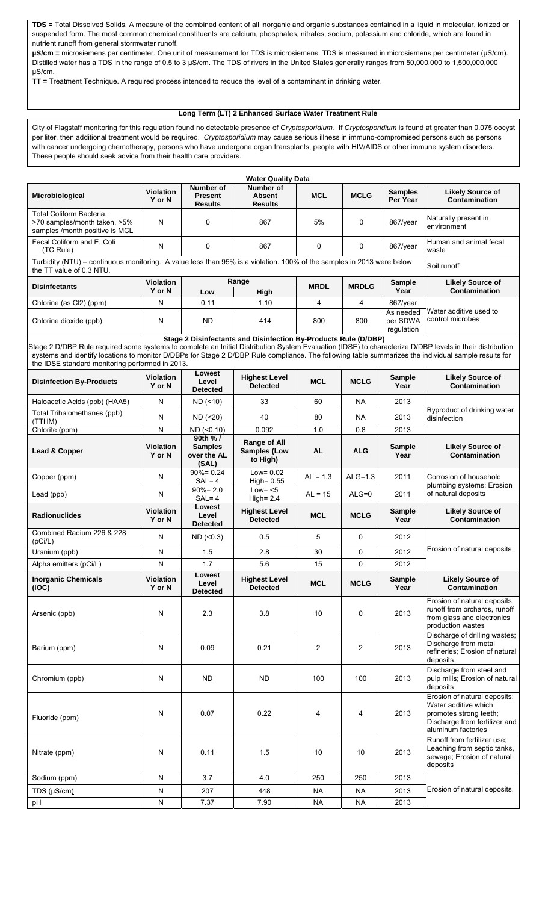**TDS =** Total Dissolved Solids. A measure of the combined content of all inorganic and organic substances contained in a liquid in molecular, ionized or suspended form. The most common chemical constituents are calcium, phosphates, nitrates, sodium, potassium and chloride, which are found in nutrient runoff from general stormwater runoff.

**µS/cm =** microsiemens per centimeter. One unit of measurement for TDS is microsiemens. TDS is measured in microsiemens per centimeter (µS/cm). Distilled water has a TDS in the range of 0.5 to 3 µS/cm. The TDS of rivers in the United States generally ranges from 50,000,000 to 1,500,000,000 µS/cm.

**TT =** Treatment Technique. A required process intended to reduce the level of a contaminant in drinking water.

## Long Term (LT) 2 Enhanced Surface Water Treatment Rule

City of Flagstaff monitoring for this regulation found no detectable presence of *Cryptosporidium.* If *Cryptosporidium* is found at greater than 0.075 oocyst per liter, then additional treatment would be required. *Cryptosporidium* may cause serious illness in immuno-compromised persons such as persons with cancer undergoing chemotherapy, persons who have undergone organ transplants, people with HIV/AIDS or other immune system disorders. These people should seek advice from their health care providers.

## Water Quality Data

| Microbiological | Violation Y or N | Number of Present Results | Number of Absent Results | MCL | MCLG | Samples Per Year | Likely Source of Contamination |
|---|---|---|---|---|---|---|---|
| Total Coliform Bacteria. >70 samples/month taken. >5% samples /month positive is MCL | N | 0 | 867 | 5% | 0 | 867/year | Naturally present in environment |
| Fecal Coliform and E. Coli (TC Rule) | N | 0 | 867 | 0 | 0 | 867/year | Human and animal fecal waste |
| Turbidity (NTU) – continuous monitoring. A value less than 95% is a violation. 100% of the samples in 2013 were below the TT value of 0.3 NTU. | | | | | | | Soil runoff |

| Disinfectants | Violation Y or N | Range | | MRDL | MRDLG | Sample Year | Likely Source of Contamination |
|---|---|---|---|---|---|---|---|
| | | Low | High | | | | |
| Chlorine (as Cl2) (ppm) | N | 0.11 | 1.10 | 4 | 4 | 867/year | Water additive used to control microbes |
| Chlorine dioxide (ppb) | N | ND | 414 | 800 | 800 | As needed per SDWA regulation | |

### Stage 2 Disinfectants and Disinfection By-Products Rule (D/DBP)

Stage 2 D/DBP Rule required some systems to complete an Initial Distribution System Evaluation (IDSE) to characterize D/DBP levels in their distribution systems and identify locations to monitor D/DBPs for Stage 2 D/DBP Rule compliance. The following table summarizes the individual sample results for the IDSE standard monitoring performed in 2013.

| Disinfection By-Products | Violation Y or N | Lowest Level Detected | Highest Level Detected | MCL | MCLG | Sample Year | Likely Source of Contamination |
|---|---|---|---|---|---|---|---|
| Haloacetic Acids (ppb) (HAA5) | N | ND (<10) | 33 | 60 | NA | 2013 | Byproduct of drinking water disinfection |
| Total Trihalomethanes (ppb) (TTHM) | N | ND (<20) | 40 | 80 | NA | 2013 | |
| Chlorite (ppm) | N | ND (<0.10) | 0.092 | 1.0 | 0.8 | 2013 | |

| Lead & Copper | Violation Y or N | 90th % / Samples over the AL (SAL) | Range of All Samples (Low to High) | AL | ALG | Sample Year | Likely Source of Contamination |
|---|---|---|---|---|---|---|---|
| Copper (ppm) | N | 90%= 0.24 SAL= 4 | Low= 0.02 High= 0.55 | AL = 1.3 | ALG=1.3 | 2011 | Corrosion of household plumbing systems; Erosion of natural deposits |
| Lead (ppb) | N | 90%= 2.0 SAL= 4 | Low= <5 High= 2.4 | AL = 15 | ALG=0 | 2011 | |

| Radionuclides | Violation Y or N | Lowest Level Detected | Highest Level Detected | MCL | MCLG | Sample Year | Likely Source of Contamination |
|---|---|---|---|---|---|---|---|
| Combined Radium 226 & 228 (pCi/L) | N | ND (<0.3) | 0.5 | 5 | 0 | 2012 | Erosion of natural deposits |
| Uranium (ppb) | N | 1.5 | 2.8 | 30 | 0 | 2012 | |
| Alpha emitters (pCi/L) | N | 1.7 | 5.6 | 15 | 0 | 2012 | |

| Inorganic Chemicals (IOC) | Violation Y or N | Lowest Level Detected | Highest Level Detected | MCL | MCLG | Sample Year | Likely Source of Contamination |
|---|---|---|---|---|---|---|---|
| Arsenic (ppb) | N | 2.3 | 3.8 | 10 | 0 | 2013 | Erosion of natural deposits, runoff from orchards, runoff from glass and electronics production wastes |
| Barium (ppm) | N | 0.09 | 0.21 | 2 | 2 | 2013 | Discharge of drilling wastes; Discharge from metal refineries; Erosion of natural deposits |
| Chromium (ppb) | N | ND | ND | 100 | 100 | 2013 | Discharge from steel and pulp mills; Erosion of natural deposits |
| Fluoride (ppm) | N | 0.07 | 0.22 | 4 | 4 | 2013 | Erosion of natural deposits; Water additive which promotes strong teeth; Discharge from fertilizer and aluminum factories |
| Nitrate (ppm) | N | 0.11 | 1.5 | 10 | 10 | 2013 | Runoff from fertilizer use; Leaching from septic tanks, sewage; Erosion of natural deposits |
| Sodium (ppm) | N | 3.7 | 4.0 | 250 | 250 | 2013 | Erosion of natural deposits. |
| TDS (µS/cm) | N | 207 | 448 | NA | NA | 2013 | |
| pH | N | 7.37 | 7.90 | NA | NA | 2013 | |